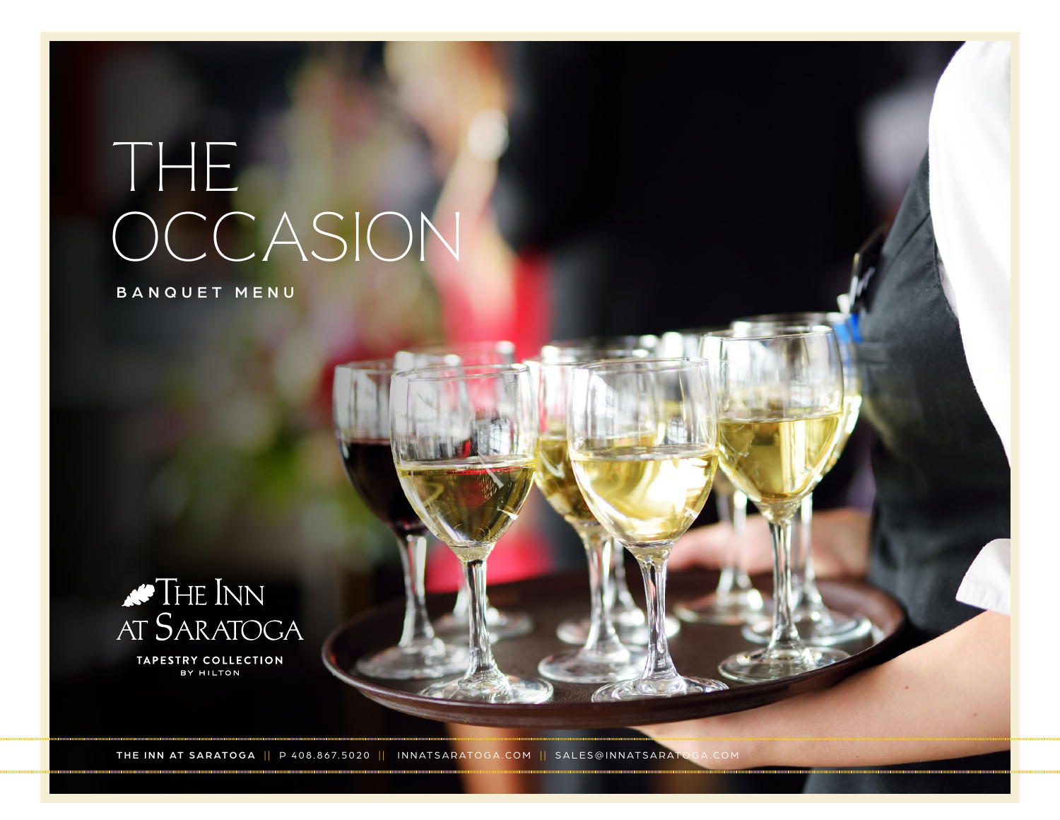# THE OCCASION

BANQUET MENU

THE INN AT SARATOGA

TAPESTRY COLLECTION BY HILTON

THE INN AT SARATOGA || P 408.867.5020 || INNATSARATOGA.COM || SALES@INNATSARATOGA.COM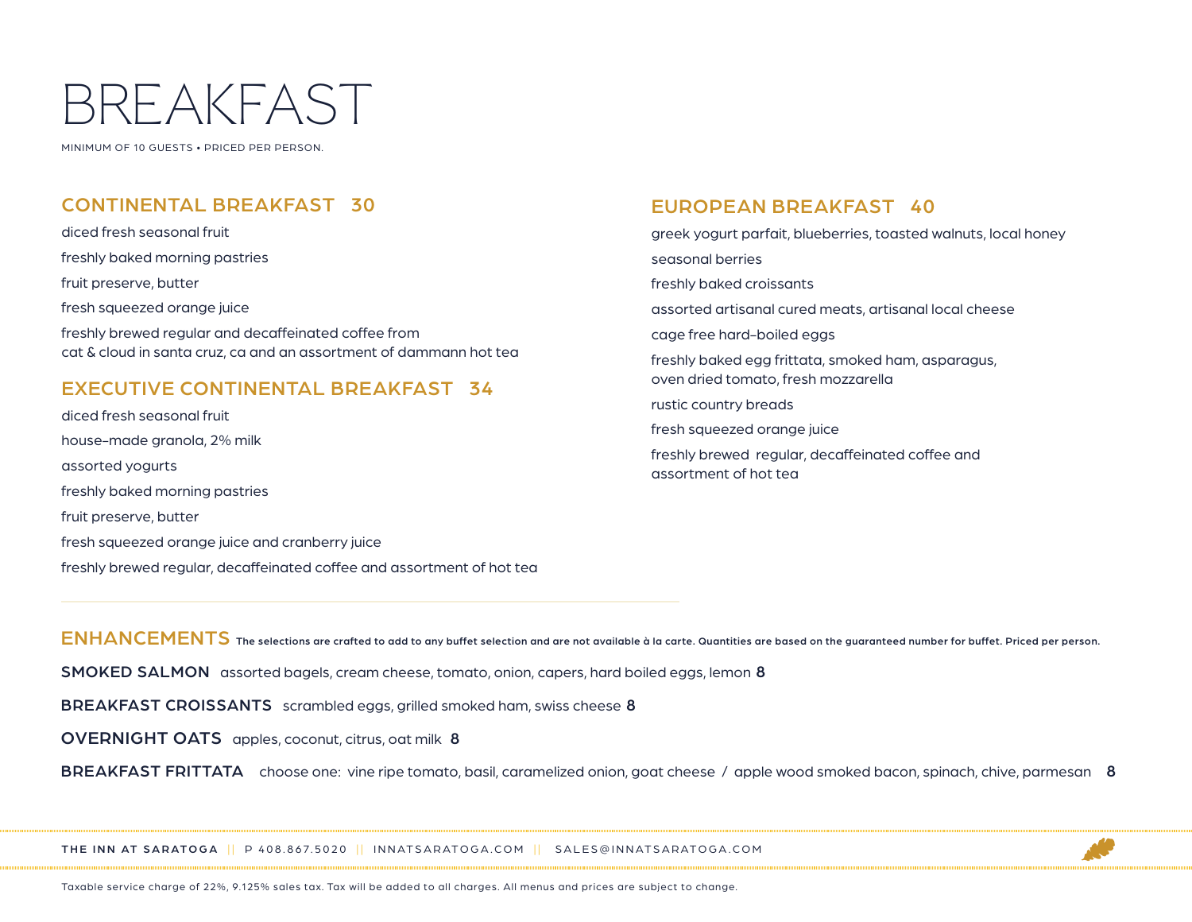# BREAKFAST

MINIMUM OF 10 GUESTS • PRICED PER PERSON.

## CONTINENTAL BREAKFAST 30

diced fresh seasonal fruit

freshly baked morning pastries

fruit preserve, butter

fresh squeezed orange juice

freshly brewed regular and decaffeinated coffee from cat & cloud in santa cruz, ca and an assortment of dammann hot tea

## EXECUTIVE CONTINENTAL BREAKFAST 34

diced fresh seasonal fruit

house-made granola, 2% milk

assorted yogurts

freshly baked morning pastries

fruit preserve, butter

fresh squeezed orange juice and cranberry juice

freshly brewed regular, decaffeinated coffee and assortment of hot tea

## EUROPEAN BREAKFAST 40

greek yogurt parfait, blueberries, toasted walnuts, local honey

seasonal berries

freshly baked croissants

assorted artisanal cured meats, artisanal local cheese

cage free hard-boiled eggs

freshly baked egg frittata, smoked ham, asparagus, oven dried tomato, fresh mozzarella

rustic country breads

fresh squeezed orange juice

freshly brewed regular, decaffeinated coffee and assortment of hot tea

## ENHANCEMENTS

**The selections are crafted to add to any buffet selection and are not available à la carte. Quantities are based on the guaranteed number for buffet. Priced per person.**

**SMOKED SALMON** assorted bagels, cream cheese, tomato, onion, capers, hard boiled eggs, lemon **8**

**BREAKFAST CROISSANTS** scrambled eggs, grilled smoked ham, swiss cheese **8**

**OVERNIGHT OATS** apples, coconut, citrus, oat milk **8**

**BREAKFAST FRITTATA** choose one: vine ripe tomato, basil, caramelized onion, goat cheese / apple wood smoked bacon, spinach, chive, parmesan **8**

THE INN AT SARATOGA || P 408.867.5020 || INNATSARATOGA.COM || SALES@INNATSARATOGA.COM

Taxable service charge of 22%, 9.125% sales tax. Tax will be added to all charges. All menus and prices are subject to change.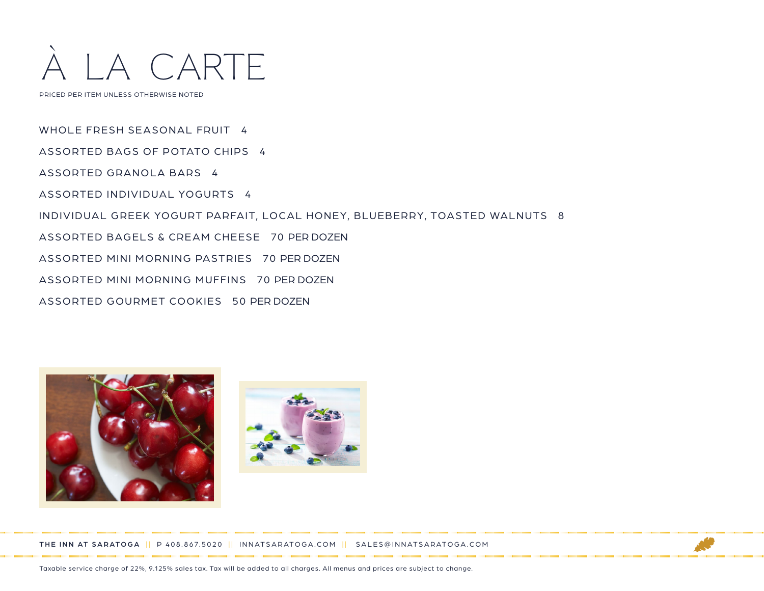# À LA CARTE

PRICED PER ITEM UNLESS OTHERWISE NOTED

WHOLE FRESH SEASONAL FRUIT 4

ASSORTED BAGS OF POTATO CHIPS 4

ASSORTED GRANOLA BARS 4

ASSORTED INDIVIDUAL YOGURTS 4

INDIVIDUAL GREEK YOGURT PARFAIT, LOCAL HONEY, BLUEBERRY, TOASTED WALNUTS 8

ASSORTED BAGELS & CREAM CHEESE 70 PER DOZEN

ASSORTED MINI MORNING PASTRIES 70 PER DOZEN

ASSORTED MINI MORNING MUFFINS 70 PER DOZEN

ASSORTED GOURMET COOKIES 50 PER DOZEN

**THE INN AT SARATOGA** || P 408.867.5020 || INNATSARATOGA.COM || SALES@INNATSARATOGA.COM

Taxable service charge of 22%, 9.125% sales tax. Tax will be added to all charges. All menus and prices are subject to change.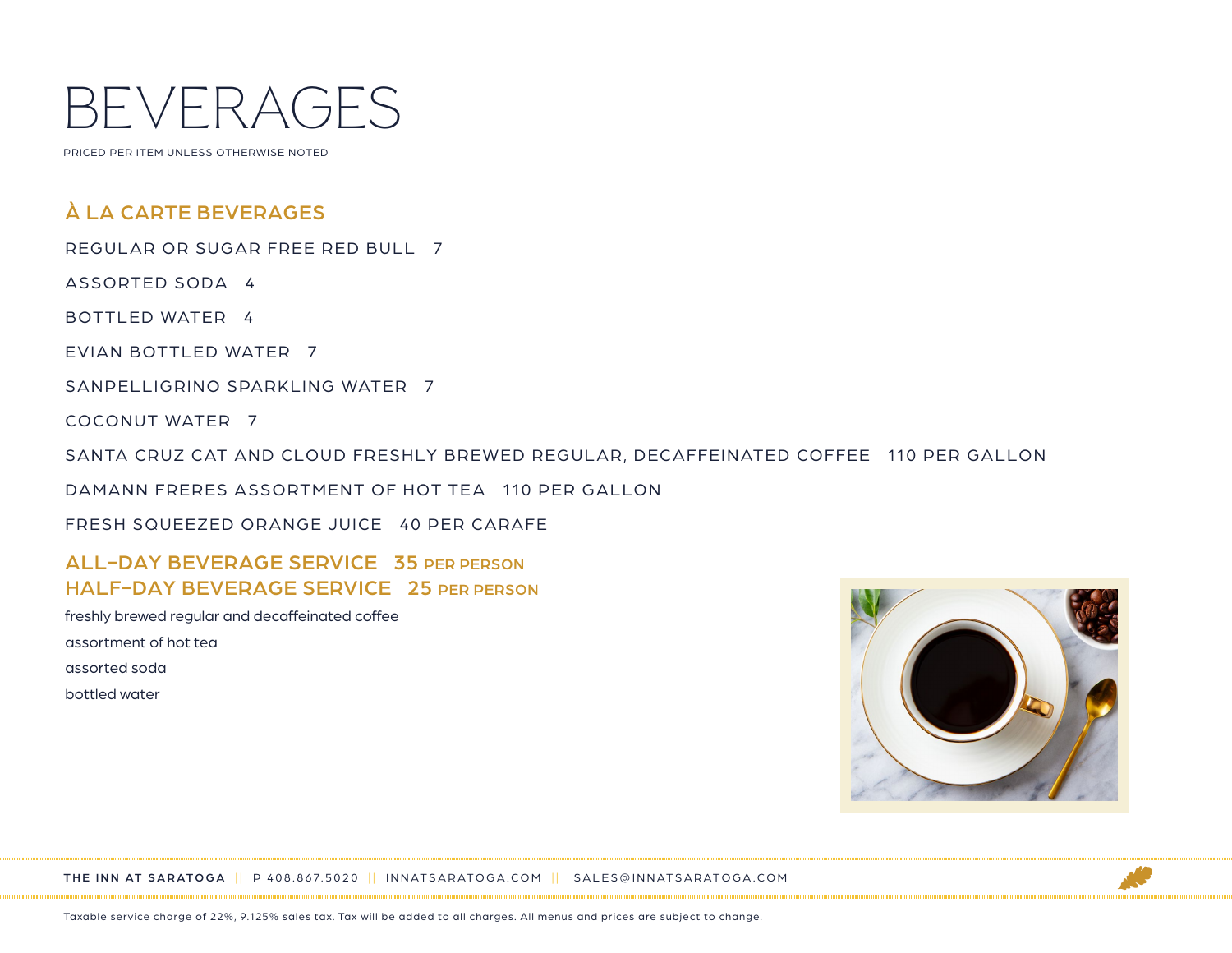# BEVERAGES

PRICED PER ITEM UNLESS OTHERWISE NOTED

## À LA CARTE BEVERAGES

REGULAR OR SUGAR FREE RED BULL 7

ASSORTED SODA 4

BOTTLED WATER 4

EVIAN BOTTLED WATER 7

SANPELLIGRINO SPARKLING WATER 7

COCONUT WATER 7

SANTA CRUZ CAT AND CLOUD FRESHLY BREWED REGULAR, DECAFFEINATED COFFEE 110 PER GALLON

DAMANN FRERES ASSORTMENT OF HOT TEA 110 PER GALLON

FRESH SQUEEZED ORANGE JUICE 40 PER CARAFE

## ALL-DAY BEVERAGE SERVICE 35 PER PERSON
## HALF-DAY BEVERAGE SERVICE 25 PER PERSON

freshly brewed regular and decaffeinated coffee

assortment of hot tea

assorted soda

bottled water

**THE INN AT SARATOGA** || P 408.867.5020 || INNATSARATOGA.COM || SALES@INNATSARATOGA.COM

Taxable service charge of 22%, 9.125% sales tax. Tax will be added to all charges. All menus and prices are subject to change.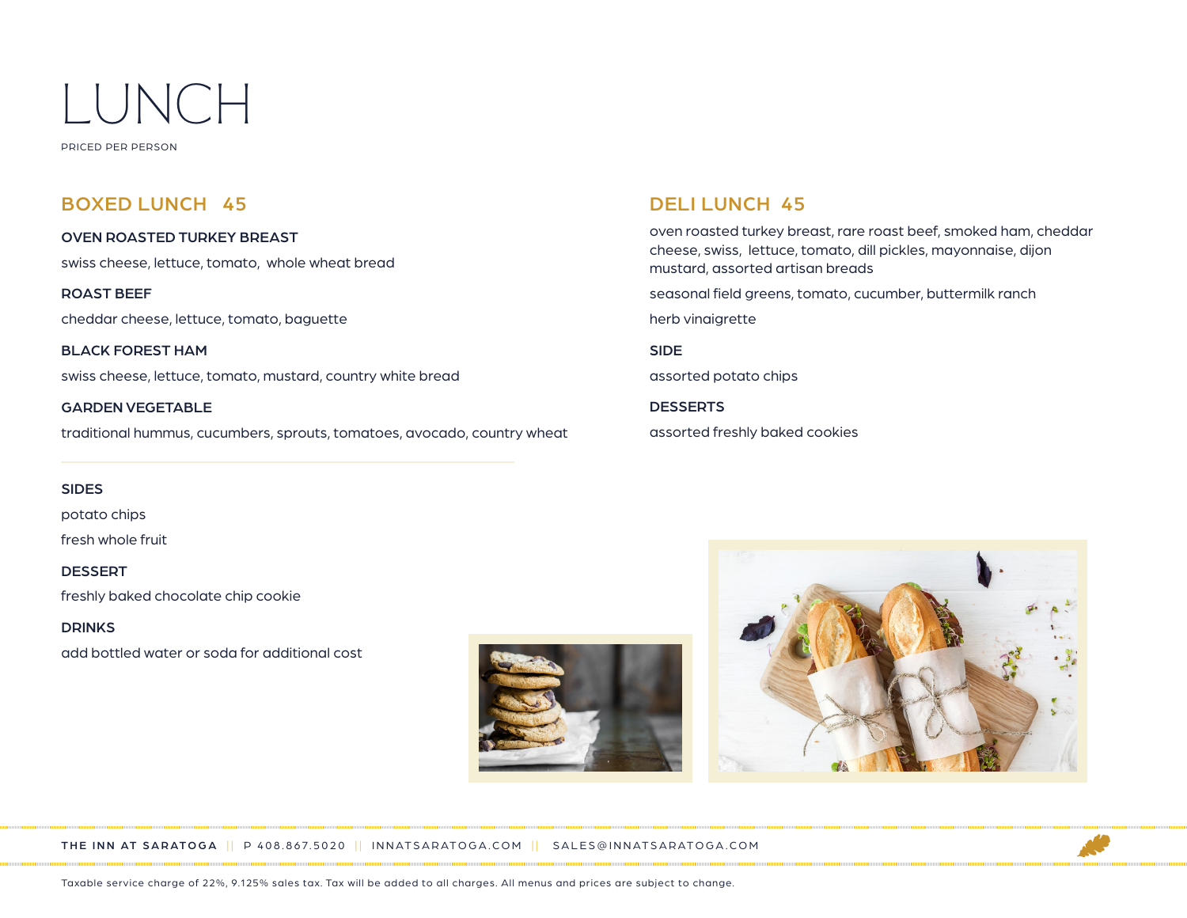# LUNCH

PRICED PER PERSON

## BOXED LUNCH 45

**OVEN ROASTED TURKEY BREAST**

swiss cheese, lettuce, tomato, whole wheat bread

**ROAST BEEF**

cheddar cheese, lettuce, tomato, baguette

**BLACK FOREST HAM**

swiss cheese, lettuce, tomato, mustard, country white bread

**GARDEN VEGETABLE**

traditional hummus, cucumbers, sprouts, tomatoes, avocado, country wheat

**SIDES**

potato chips

fresh whole fruit

**DESSERT**

freshly baked chocolate chip cookie

**DRINKS**

add bottled water or soda for additional cost

## DELI LUNCH 45

oven roasted turkey breast, rare roast beef, smoked ham, cheddar cheese, swiss, lettuce, tomato, dill pickles, mayonnaise, dijon mustard, assorted artisan breads

seasonal field greens, tomato, cucumber, buttermilk ranch

herb vinaigrette

**SIDE**

assorted potato chips

**DESSERTS**

assorted freshly baked cookies

**THE INN AT SARATOGA** || P 408.867.5020 || INNATSARATOGA.COM || SALES@INNATSARATOGA.COM

Taxable service charge of 22%, 9.125% sales tax. Tax will be added to all charges. All menus and prices are subject to change.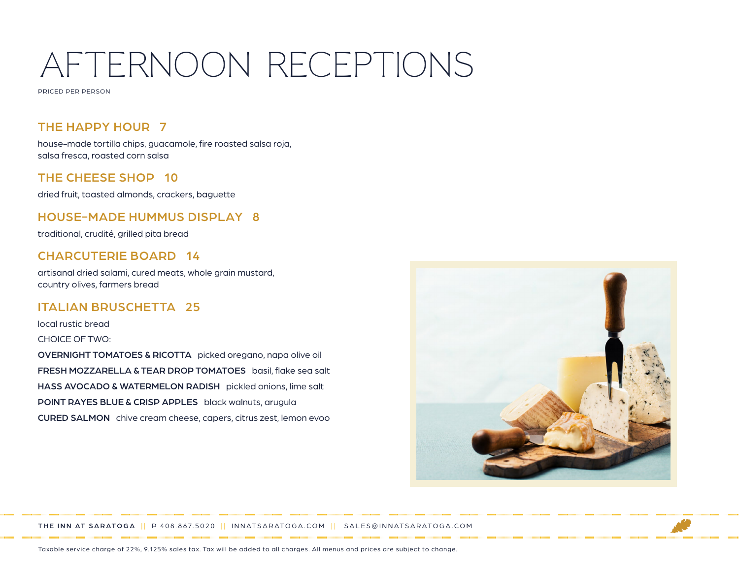# AFTERNOON RECEPTIONS

PRICED PER PERSON

## THE HAPPY HOUR 7

house-made tortilla chips, guacamole, fire roasted salsa roja, salsa fresca, roasted corn salsa

## THE CHEESE SHOP 10

dried fruit, toasted almonds, crackers, baguette

## HOUSE-MADE HUMMUS DISPLAY 8

traditional, crudité, grilled pita bread

## CHARCUTERIE BOARD 14

artisanal dried salami, cured meats, whole grain mustard, country olives, farmers bread

## ITALIAN BRUSCHETTA 25

local rustic bread

CHOICE OF TWO:

**OVERNIGHT TOMATOES & RICOTTA** picked oregano, napa olive oil

**FRESH MOZZARELLA & TEAR DROP TOMATOES** basil, flake sea salt

**HASS AVOCADO & WATERMELON RADISH** pickled onions, lime salt

**POINT RAYES BLUE & CRISP APPLES** black walnuts, arugula

**CURED SALMON** chive cream cheese, capers, citrus zest, lemon evoo

**THE INN AT SARATOGA** || P 408.867.5020 || INNATSARATOGA.COM || SALES@INNATSARATOGA.COM

Taxable service charge of 22%, 9.125% sales tax. Tax will be added to all charges. All menus and prices are subject to change.